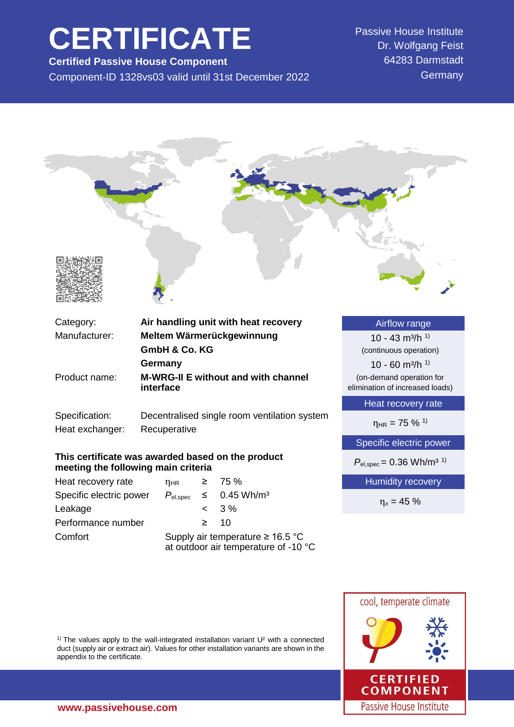# CERTIFICATE

**Certified Passive House Component**

Component-ID 1328vs03 valid until 31st December 2022

Passive House Institute
Dr. Wolfgang Feist
64283 Darmstadt
Germany

| | |
|---|---|
| Category: | **Air handling unit with heat recovery** |
| Manufacturer: | **Meltem Wärmerückgewinnung GmbH & Co. KG Germany** |
| Product name: | **M-WRG-II E without and with channel interface** |
| Specification: | Decentralised single room ventilation system |
| Heat exchanger: | Recuperative |

**This certificate was awarded based on the product meeting the following main criteria**

| | | | |
|---|---|---|---|
| Heat recovery rate | $\eta_{HR}$ | ≥ | 75 % |
| Specific electric power | $P_{el,spec}$ | ≤ | 0.45 Wh/m³ |
| Leakage | | < | 3 % |
| Performance number | | ≥ | 10 |
| Comfort | Supply air temperature ≥ 16.5 °C at outdoor air temperature of -10 °C | | |

**Airflow range**

10 - 43 m³/h [1)]
(continuous operation)

10 - 60 m³/h [1)]
(on-demand operation for elimination of increased loads)

**Heat recovery rate**

$\eta_{HR}$ = 75 % [1)]

**Specific electric power**

$P_{el,spec}$ = 0.36 Wh/m³ [1)]

**Humidity recovery**

$\eta_x$ = 45 %

[1)] The values apply to the wall-integrated installation variant U² with a connected duct (supply air or extract air). Values for other installation variants are shown in the appendix to the certificate.

cool, temperate climate

CERTIFIED COMPONENT
Passive House Institute

www.passivehouse.com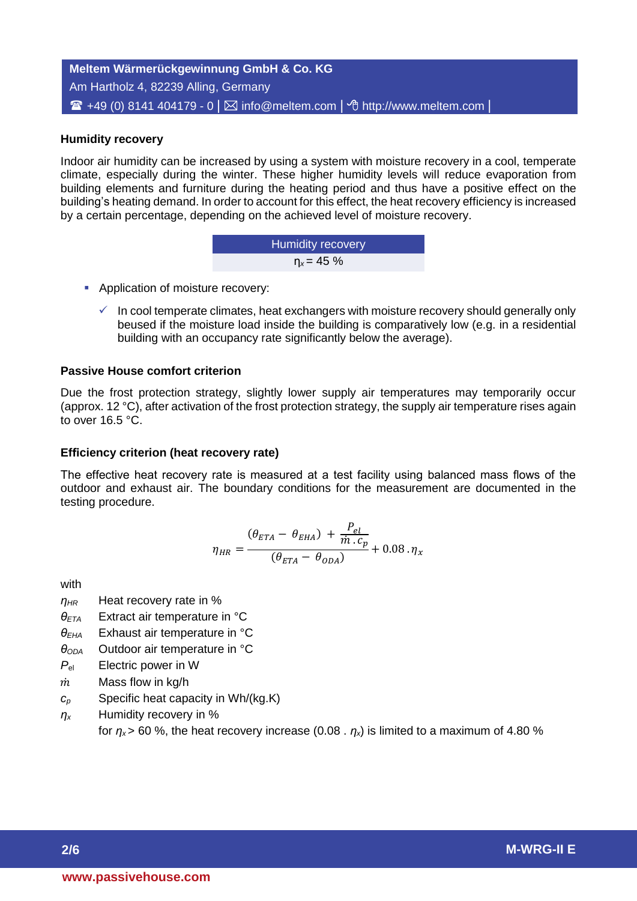## Humidity recovery

Indoor air humidity can be increased by using a system with moisture recovery in a cool, temperate climate, especially during the winter. These higher humidity levels will reduce evaporation from building elements and furniture during the heating period and thus have a positive effect on the building's heating demand. In order to account for this effect, the heat recovery efficiency is increased by a certain percentage, depending on the achieved level of moisture recovery.

| Humidity recovery |
|---|
| $\eta_x = 45$ % |

- Application of moisture recovery:
  - ✓ In cool temperate climates, heat exchangers with moisture recovery should generally only beused if the moisture load inside the building is comparatively low (e.g. in a residential building with an occupancy rate significantly below the average).

## Passive House comfort criterion

Due the frost protection strategy, slightly lower supply air temperatures may temporarily occur (approx. 12 °C), after activation of the frost protection strategy, the supply air temperature rises again to over 16.5 °C.

## Efficiency criterion (heat recovery rate)

The effective heat recovery rate is measured at a test facility using balanced mass flows of the outdoor and exhaust air. The boundary conditions for the measurement are documented in the testing procedure.

$$\eta_{HR} = \frac{(\theta_{ETA} - \theta_{EHA}) + \frac{P_{el}}{\dot{m} \, . \, c_p}}{(\theta_{ETA} - \theta_{ODA})} + 0.08 \, . \, \eta_x$$

with

$\eta_{HR}$ Heat recovery rate in %

$\theta_{ETA}$ Extract air temperature in °C

$\theta_{EHA}$ Exhaust air temperature in °C

$\theta_{ODA}$ Outdoor air temperature in °C

$P_{el}$ Electric power in W

$\dot{m}$ Mass flow in kg/h

$c_p$ Specific heat capacity in Wh/(kg.K)

$\eta_x$ Humidity recovery in %

for $\eta_x > 60$ %, the heat recovery increase (0.08 . $\eta_x$) is limited to a maximum of 4.80 %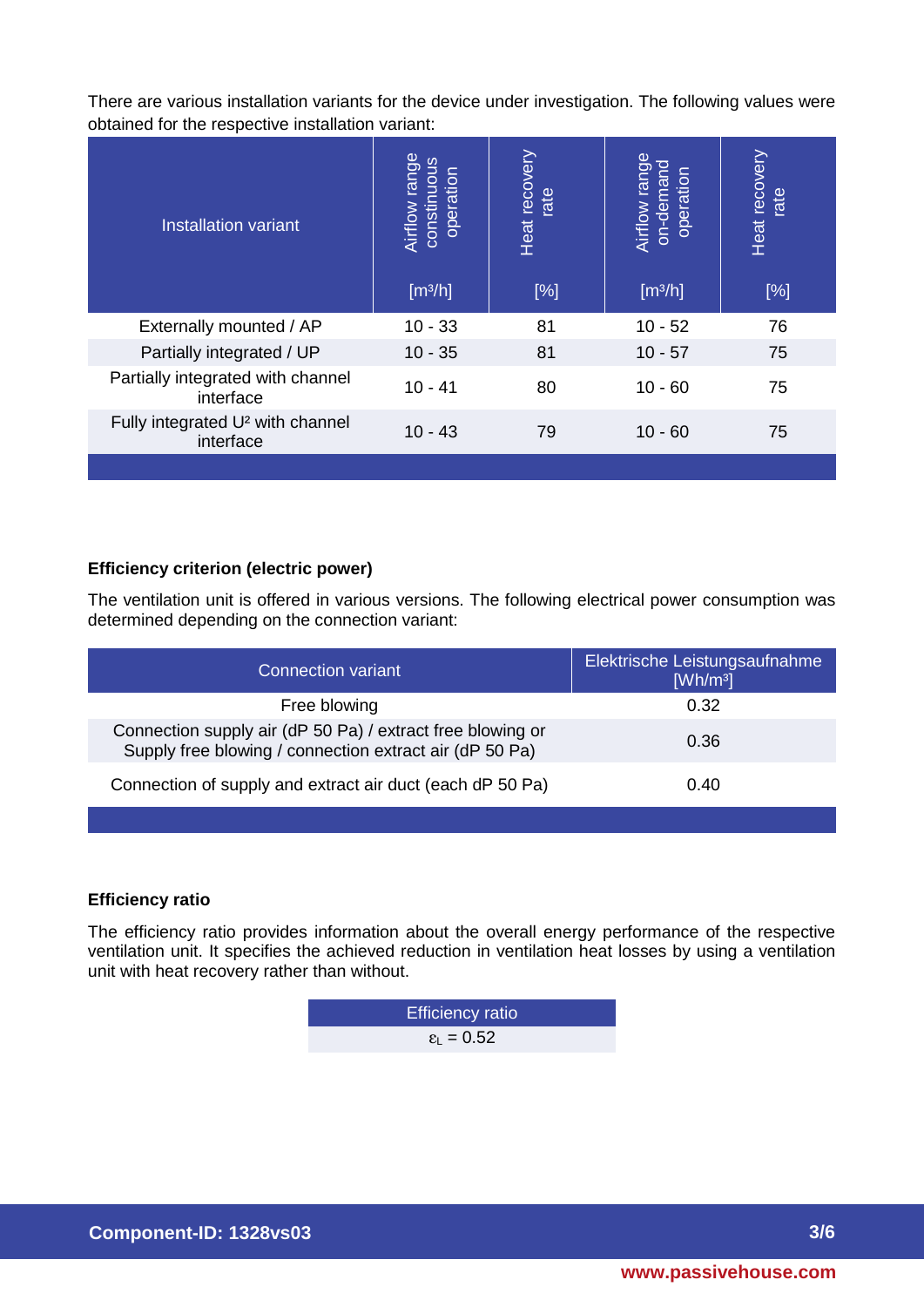There are various installation variants for the device under investigation. The following values were obtained for the respective installation variant:

| Installation variant | Airflow range constinuous operation [m³/h] | Heat recovery rate [%] | Airflow range on-demand operation [m³/h] | Heat recovery rate [%] |
|---|---|---|---|---|
| Externally mounted / AP | 10 - 33 | 81 | 10 - 52 | 76 |
| Partially integrated / UP | 10 - 35 | 81 | 10 - 57 | 75 |
| Partially integrated with channel interface | 10 - 41 | 80 | 10 - 60 | 75 |
| Fully integrated U² with channel interface | 10 - 43 | 79 | 10 - 60 | 75 |

### Efficiency criterion (electric power)

The ventilation unit is offered in various versions. The following electrical power consumption was determined depending on the connection variant:

| Connection variant | Elektrische Leistungsaufnahme [Wh/m³] |
|---|---|
| Free blowing | 0.32 |
| Connection supply air (dP 50 Pa) / extract free blowing or Supply free blowing / connection extract air (dP 50 Pa) | 0.36 |
| Connection of supply and extract air duct (each dP 50 Pa) | 0.40 |

### Efficiency ratio

The efficiency ratio provides information about the overall energy performance of the respective ventilation unit. It specifies the achieved reduction in ventilation heat losses by using a ventilation unit with heat recovery rather than without.

| Efficiency ratio |
|---|
| $\varepsilon_L = 0.52$ |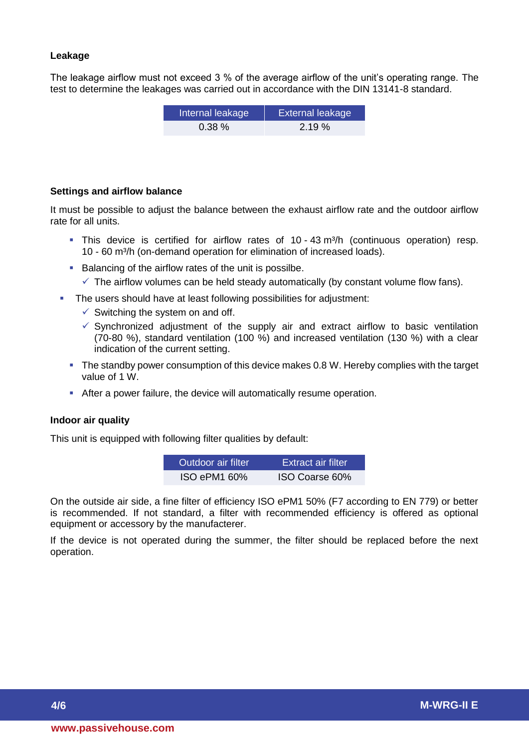**Leakage**

The leakage airflow must not exceed 3 % of the average airflow of the unit's operating range. The test to determine the leakages was carried out in accordance with the DIN 13141-8 standard.

| Internal leakage | External leakage |
| --- | --- |
| 0.38 % | 2.19 % |

**Settings and airflow balance**

It must be possible to adjust the balance between the exhaust airflow rate and the outdoor airflow rate for all units.

- This device is certified for airflow rates of 10 - 43 m³/h (continuous operation) resp. 10 - 60 m³/h (on-demand operation for elimination of increased loads).
- Balancing of the airflow rates of the unit is possilbe.
  - ✓ The airflow volumes can be held steady automatically (by constant volume flow fans).
- The users should have at least following possibilities for adjustment:
  - ✓ Switching the system on and off.
  - ✓ Synchronized adjustment of the supply air and extract airflow to basic ventilation (70-80 %), standard ventilation (100 %) and increased ventilation (130 %) with a clear indication of the current setting.
- The standby power consumption of this device makes 0.8 W. Hereby complies with the target value of 1 W.
- After a power failure, the device will automatically resume operation.

**Indoor air quality**

This unit is equipped with following filter qualities by default:

| Outdoor air filter | Extract air filter |
| --- | --- |
| ISO ePM1 60% | ISO Coarse 60% |

On the outside air side, a fine filter of efficiency ISO ePM1 50% (F7 according to EN 779) or better is recommended. If not standard, a filter with recommended efficiency is offered as optional equipment or accessory by the manufacterer.

If the device is not operated during the summer, the filter should be replaced before the next operation.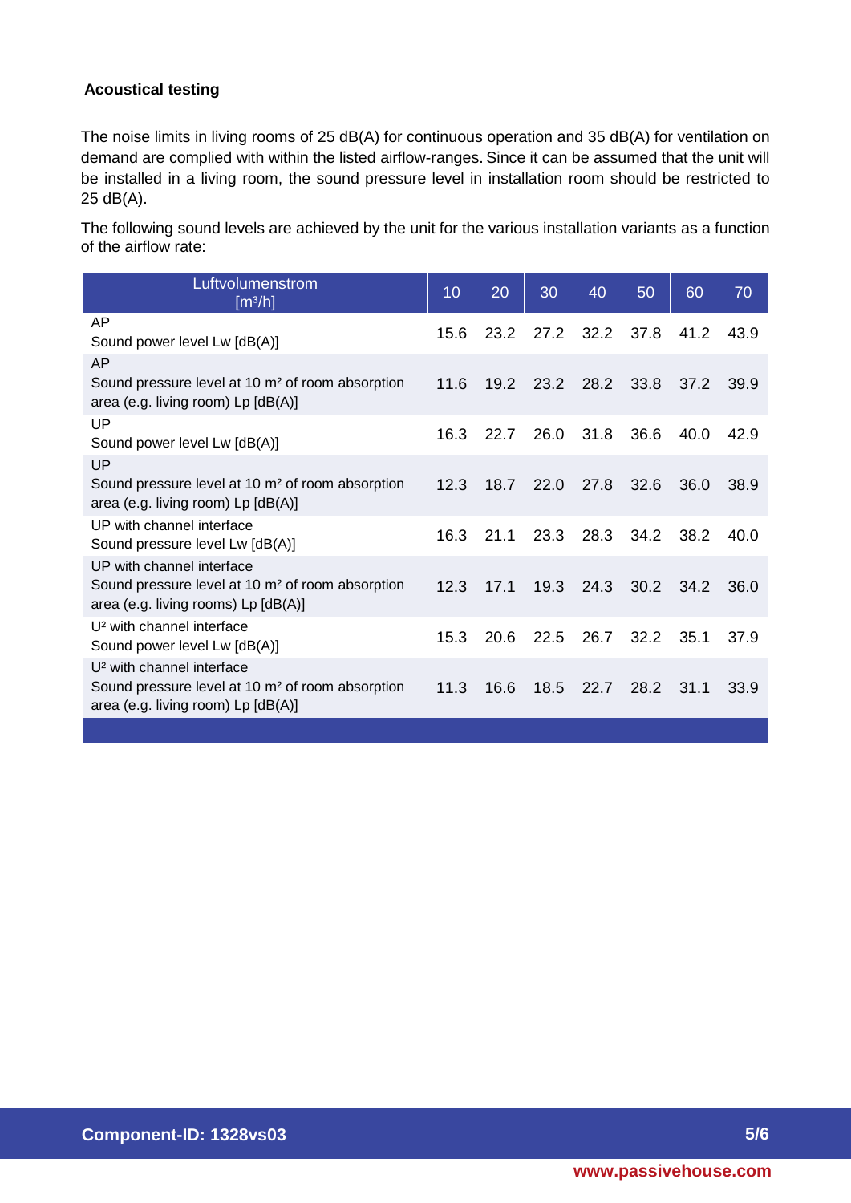### Acoustical testing

The noise limits in living rooms of 25 dB(A) for continuous operation and 35 dB(A) for ventilation on demand are complied with within the listed airflow-ranges. Since it can be assumed that the unit will be installed in a living room, the sound pressure level in installation room should be restricted to 25 dB(A).

The following sound levels are achieved by the unit for the various installation variants as a function of the airflow rate:

| Luftvolumenstrom [m³/h] | 10 | 20 | 30 | 40 | 50 | 60 | 70 |
|---|---|---|---|---|---|---|---|
| AP<br>Sound power level Lw [dB(A)] | 15.6 | 23.2 | 27.2 | 32.2 | 37.8 | 41.2 | 43.9 |
| AP<br>Sound pressure level at 10 m² of room absorption area (e.g. living room) Lp [dB(A)] | 11.6 | 19.2 | 23.2 | 28.2 | 33.8 | 37.2 | 39.9 |
| UP<br>Sound power level Lw [dB(A)] | 16.3 | 22.7 | 26.0 | 31.8 | 36.6 | 40.0 | 42.9 |
| UP<br>Sound pressure level at 10 m² of room absorption area (e.g. living room) Lp [dB(A)] | 12.3 | 18.7 | 22.0 | 27.8 | 32.6 | 36.0 | 38.9 |
| UP with channel interface<br>Sound pressure level Lw [dB(A)] | 16.3 | 21.1 | 23.3 | 28.3 | 34.2 | 38.2 | 40.0 |
| UP with channel interface<br>Sound pressure level at 10 m² of room absorption area (e.g. living rooms) Lp [dB(A)] | 12.3 | 17.1 | 19.3 | 24.3 | 30.2 | 34.2 | 36.0 |
| U² with channel interface<br>Sound power level Lw [dB(A)] | 15.3 | 20.6 | 22.5 | 26.7 | 32.2 | 35.1 | 37.9 |
| U² with channel interface<br>Sound pressure level at 10 m² of room absorption area (e.g. living room) Lp [dB(A)] | 11.3 | 16.6 | 18.5 | 22.7 | 28.2 | 31.1 | 33.9 |

**Component-ID: 1328vs03**

**www.passivehouse.com**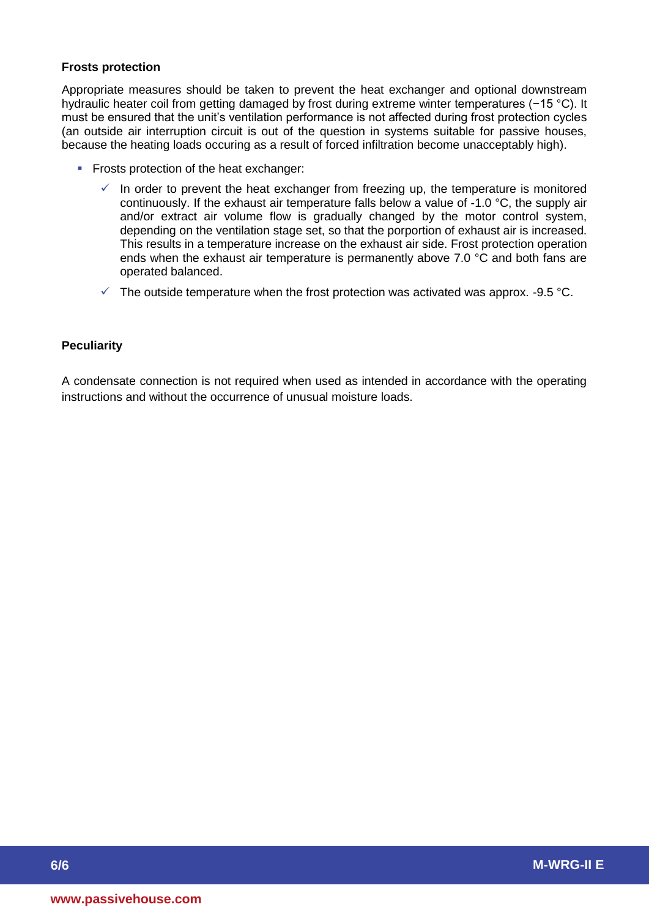**Frosts protection**

Appropriate measures should be taken to prevent the heat exchanger and optional downstream hydraulic heater coil from getting damaged by frost during extreme winter temperatures (−15 °C). It must be ensured that the unit's ventilation performance is not affected during frost protection cycles (an outside air interruption circuit is out of the question in systems suitable for passive houses, because the heating loads occuring as a result of forced infiltration become unacceptably high).

- Frosts protection of the heat exchanger:
  - ✓ In order to prevent the heat exchanger from freezing up, the temperature is monitored continuously. If the exhaust air temperature falls below a value of -1.0 °C, the supply air and/or extract air volume flow is gradually changed by the motor control system, depending on the ventilation stage set, so that the porportion of exhaust air is increased. This results in a temperature increase on the exhaust air side. Frost protection operation ends when the exhaust air temperature is permanently above 7.0 °C and both fans are operated balanced.
  - ✓ The outside temperature when the frost protection was activated was approx. -9.5 °C.

**Peculiarity**

A condensate connection is not required when used as intended in accordance with the operating instructions and without the occurrence of unusual moisture loads.